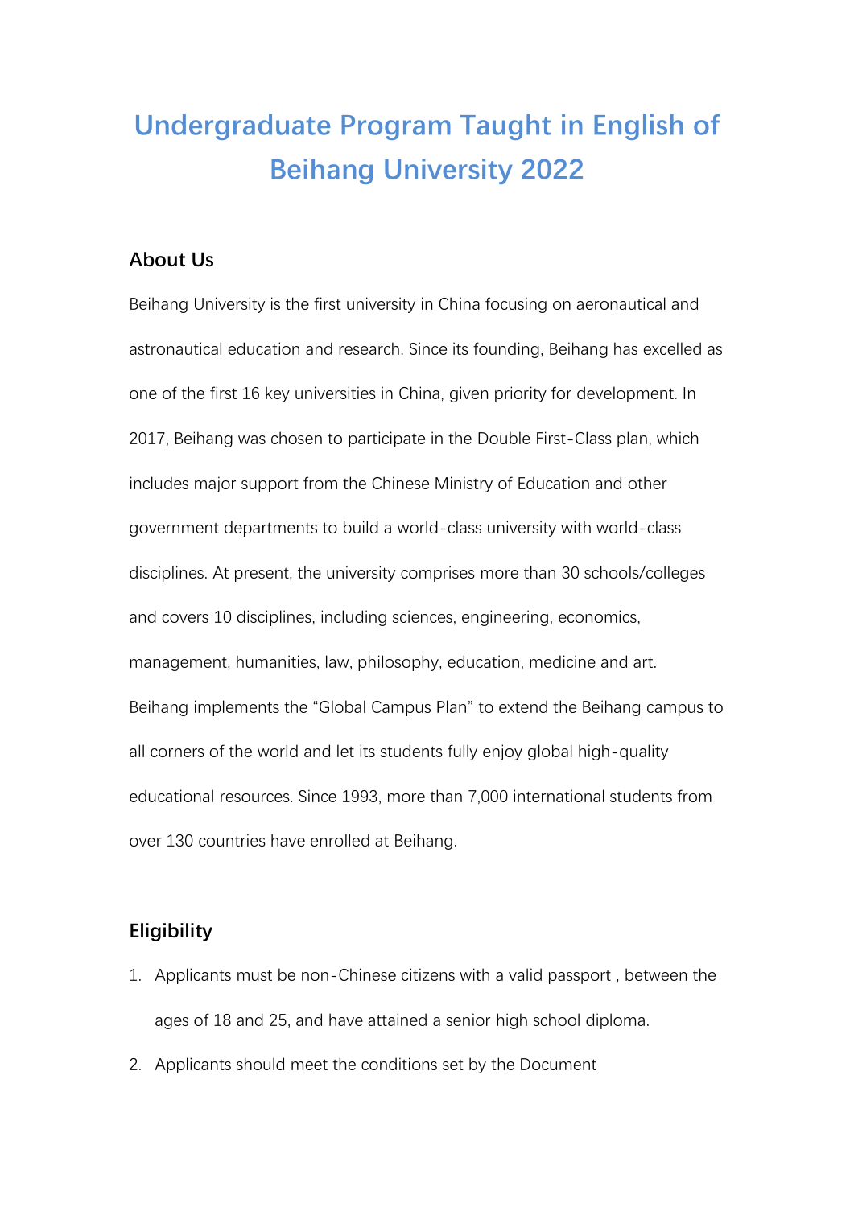# Undergraduate Program Taught in English of Beihang University 2022

## About Us

Beihang University is the first university in China focusing on aeronautical and astronautical education and research. Since its founding, Beihang has excelled as one of the first 16 key universities in China, given priority for development. In 2017, Beihang was chosen to participate in the Double First-Class plan, which includes major support from the Chinese Ministry of Education and other government departments to build a world-class university with world-class disciplines. At present, the university comprises more than 30 schools/colleges and covers 10 disciplines, including sciences, engineering, economics, management, humanities, law, philosophy, education, medicine and art. Beihang implements the “Global Campus Plan” to extend the Beihang campus to all corners of the world and let its students fully enjoy global high-quality educational resources. Since 1993, more than 7,000 international students from over 130 countries have enrolled at Beihang.

## Eligibility

1. Applicants must be non-Chinese citizens with a valid passport , between the ages of 18 and 25, and have attained a senior high school diploma.
2. Applicants should meet the conditions set by the Document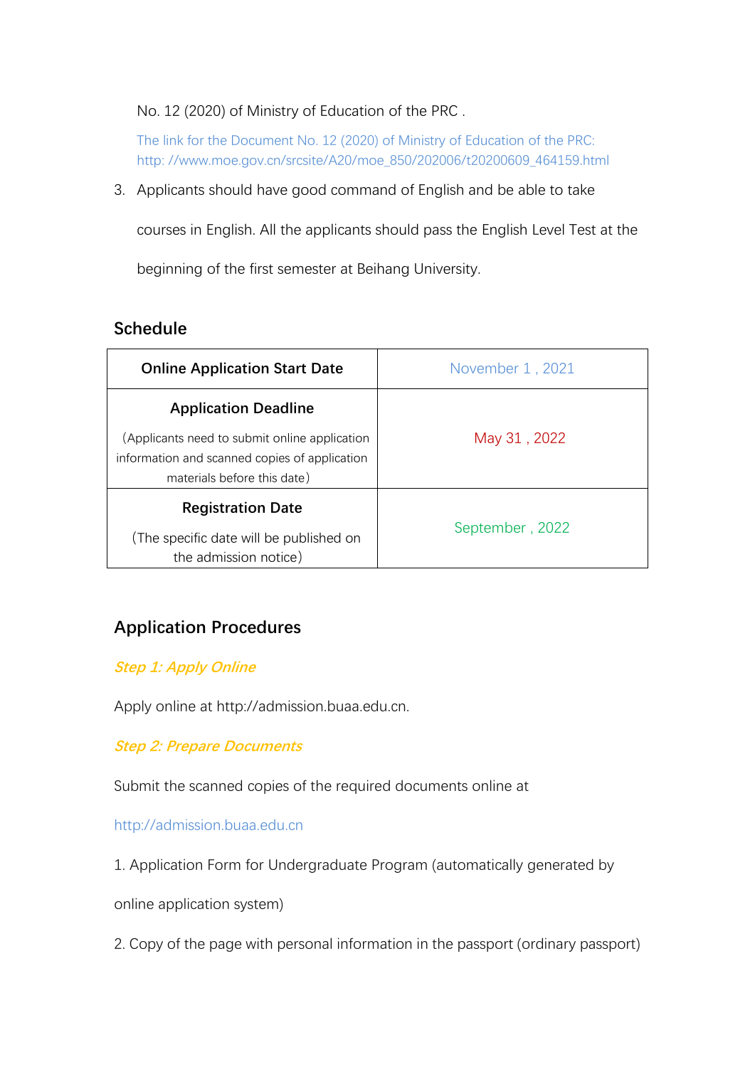No. 12 (2020) of Ministry of Education of the PRC .

The link for the Document No. 12 (2020) of Ministry of Education of the PRC: http: //www.moe.gov.cn/srcsite/A20/moe_850/202006/t20200609_464159.html

3. Applicants should have good command of English and be able to take courses in English. All the applicants should pass the English Level Test at the beginning of the first semester at Beihang University.

## Schedule

| **Online Application Start Date** | November 1 , 2021 |
| --- | --- |
| **Application Deadline**<br>（Applicants need to submit online application information and scanned copies of application materials before this date） | May 31 , 2022 |
| **Registration Date**<br>（The specific date will be published on the admission notice） | September , 2022 |

## Application Procedures

***Step 1: Apply Online***

Apply online at http://admission.buaa.edu.cn.

***Step 2: Prepare Documents***

Submit the scanned copies of the required documents online at

http://admission.buaa.edu.cn

1. Application Form for Undergraduate Program (automatically generated by online application system)

2. Copy of the page with personal information in the passport (ordinary passport)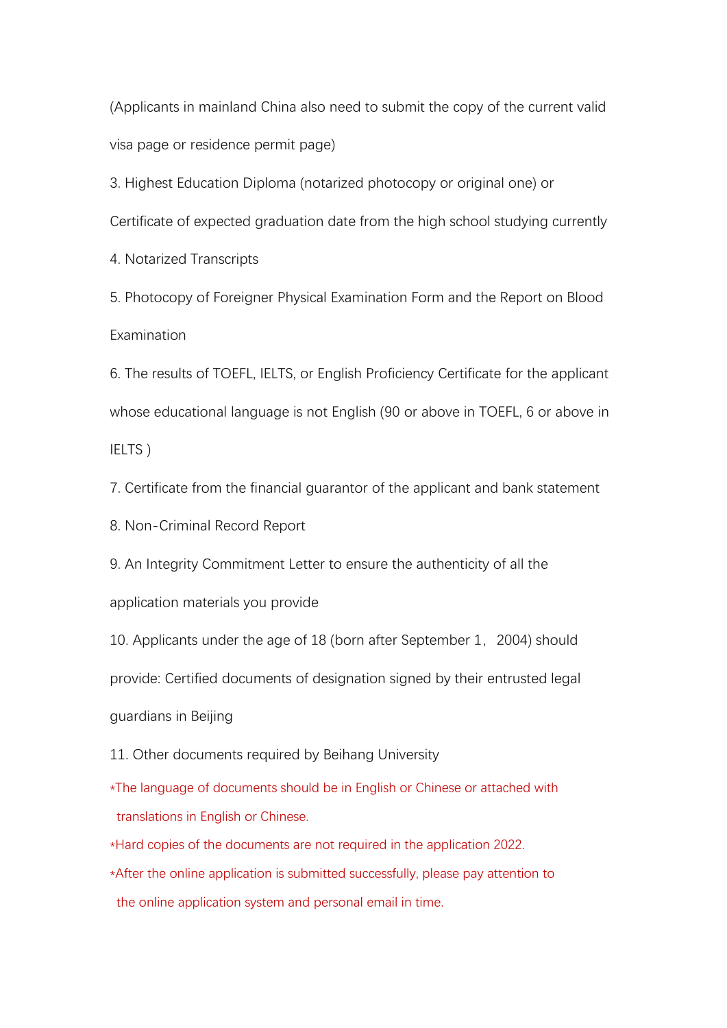(Applicants in mainland China also need to submit the copy of the current valid visa page or residence permit page)

3. Highest Education Diploma (notarized photocopy or original one) or Certificate of expected graduation date from the high school studying currently
4. Notarized Transcripts
5. Photocopy of Foreigner Physical Examination Form and the Report on Blood Examination
6. The results of TOEFL, IELTS, or English Proficiency Certificate for the applicant whose educational language is not English (90 or above in TOEFL, 6 or above in IELTS )
7. Certificate from the financial guarantor of the applicant and bank statement
8. Non-Criminal Record Report
9. An Integrity Commitment Letter to ensure the authenticity of all the application materials you provide
10. Applicants under the age of 18 (born after September 1，2004) should provide: Certified documents of designation signed by their entrusted legal guardians in Beijing
11. Other documents required by Beihang University

*The language of documents should be in English or Chinese or attached with translations in English or Chinese.

*Hard copies of the documents are not required in the application 2022.

*After the online application is submitted successfully, please pay attention to the online application system and personal email in time.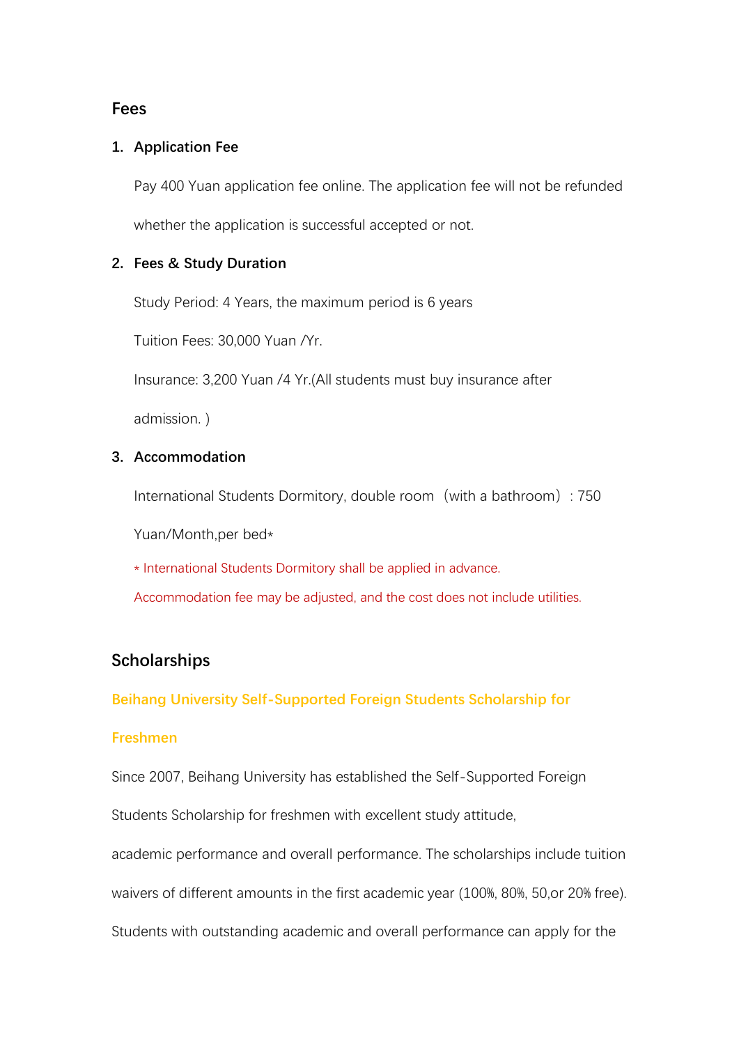## Fees

### 1. Application Fee

Pay 400 Yuan application fee online. The application fee will not be refunded whether the application is successful accepted or not.

### 2. Fees & Study Duration

Study Period: 4 Years, the maximum period is 6 years

Tuition Fees: 30,000 Yuan /Yr.

Insurance: 3,200 Yuan /4 Yr.(All students must buy insurance after admission. )

### 3. Accommodation

International Students Dormitory, double room（with a bathroom）: 750 Yuan/Month,per bed*

* International Students Dormitory shall be applied in advance.

Accommodation fee may be adjusted, and the cost does not include utilities.

## Scholarships

### Beihang University Self-Supported Foreign Students Scholarship for Freshmen

Since 2007, Beihang University has established the Self-Supported Foreign Students Scholarship for freshmen with excellent study attitude, academic performance and overall performance. The scholarships include tuition waivers of different amounts in the first academic year (100%, 80%, 50,or 20% free). Students with outstanding academic and overall performance can apply for the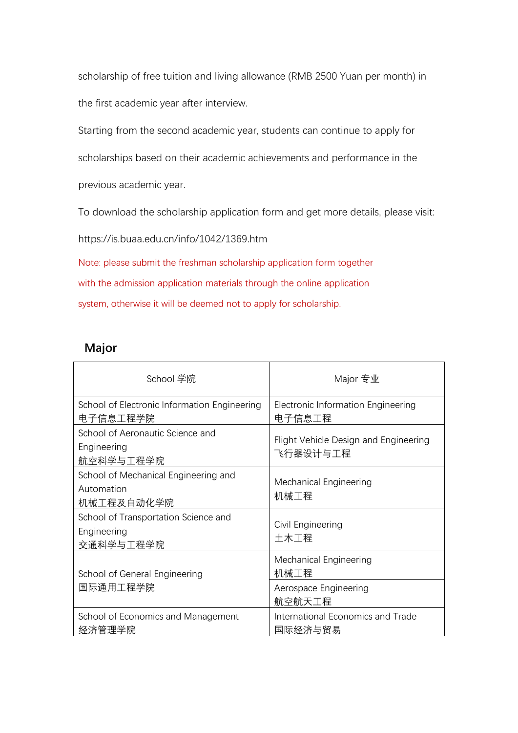scholarship of free tuition and living allowance (RMB 2500 Yuan per month) in the first academic year after interview.

Starting from the second academic year, students can continue to apply for scholarships based on their academic achievements and performance in the previous academic year.

To download the scholarship application form and get more details, please visit: https://is.buaa.edu.cn/info/1042/1369.htm

Note: please submit the freshman scholarship application form together with the admission application materials through the online application system, otherwise it will be deemed not to apply for scholarship.

## Major

| School 学院 | Major 专业 |
|---|---|
| School of Electronic Information Engineering 电子信息工程学院 | Electronic Information Engineering 电子信息工程 |
| School of Aeronautic Science and Engineering 航空科学与工程学院 | Flight Vehicle Design and Engineering 飞行器设计与工程 |
| School of Mechanical Engineering and Automation 机械工程及自动化学院 | Mechanical Engineering 机械工程 |
| School of Transportation Science and Engineering 交通科学与工程学院 | Civil Engineering 土木工程 |
| School of General Engineering 国际通用工程学院 | Mechanical Engineering 机械工程 |
| | Aerospace Engineering 航空航天工程 |
| School of Economics and Management 经济管理学院 | International Economics and Trade 国际经济与贸易 |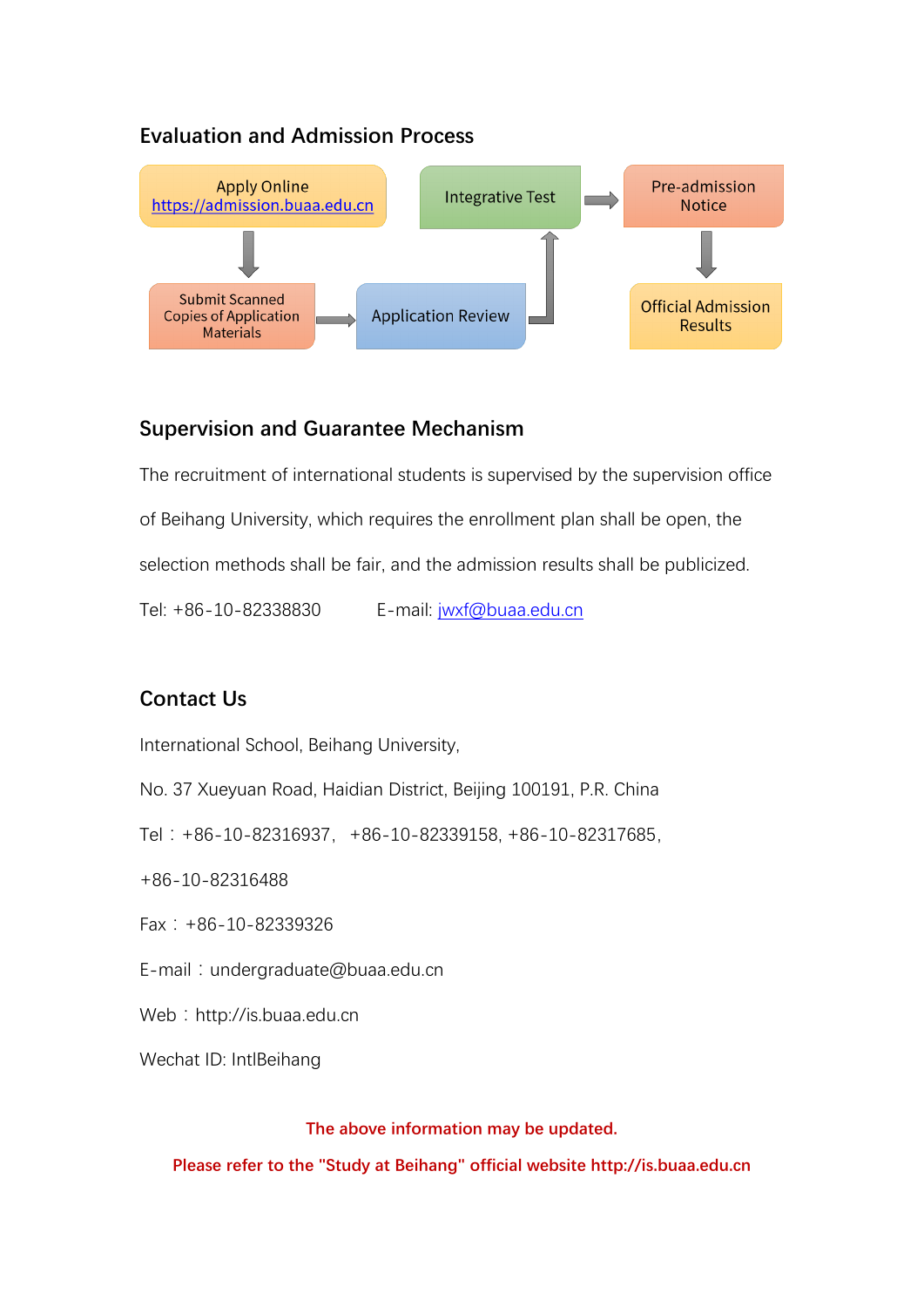## Evaluation and Admission Process

Apply Online
https://admission.buaa.edu.cn

Submit Scanned Copies of Application Materials

Application Review

Integrative Test

Pre-admission Notice

Official Admission Results

## Supervision and Guarantee Mechanism

The recruitment of international students is supervised by the supervision office of Beihang University, which requires the enrollment plan shall be open, the selection methods shall be fair, and the admission results shall be publicized.

Tel: +86-10-82338830　　　E-mail: jwxf@buaa.edu.cn

## Contact Us

International School, Beihang University,

No. 37 Xueyuan Road, Haidian District, Beijing 100191, P.R. China

Tel：+86-10-82316937，+86-10-82339158, +86-10-82317685, +86-10-82316488

Fax：+86-10-82339326

E-mail：undergraduate@buaa.edu.cn

Web：http://is.buaa.edu.cn

Wechat ID: IntlBeihang

**The above information may be updated.**

**Please refer to the "Study at Beihang" official website http://is.buaa.edu.cn**